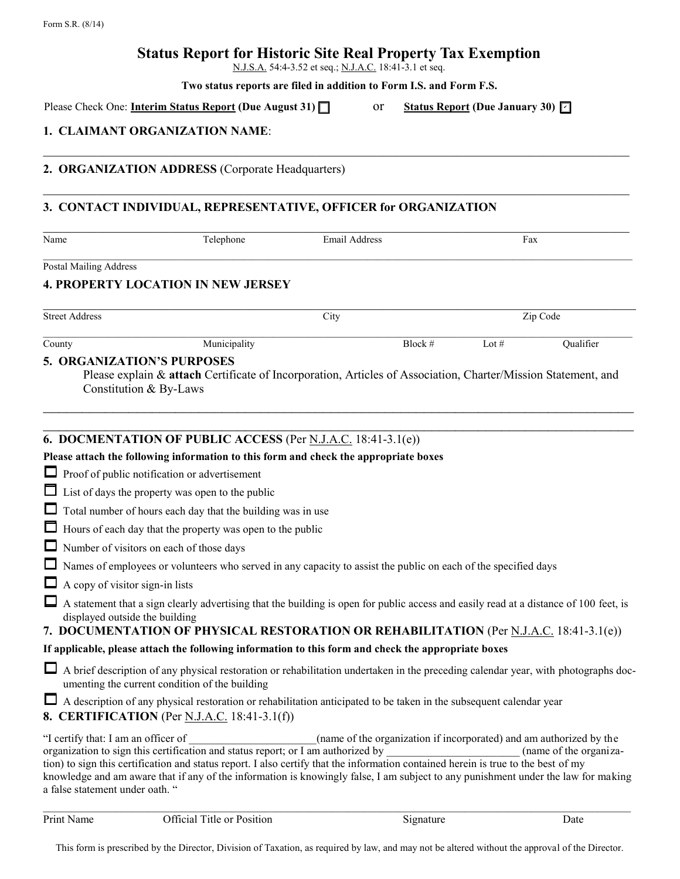Form S.R. (8/14)

# Status Report for Historic Site Real Property Tax Exemption

N.J.S.A. 54:4-3.52 et seq.; N.J.A.C. 18:41-3.1 et seq.

**Two status reports are filed in addition to Form I.S. and Form F.S.**

Please Check One: **Interim Status Report (Due August 31)** ☐ or **Status Report (Due January 30)** ☑

## 1. CLAIMANT ORGANIZATION NAME:

_______________________________________________

## 2. ORGANIZATION ADDRESS (Corporate Headquarters)

_______________________________________________

## 3. CONTACT INDIVIDUAL, REPRESENTATIVE, OFFICER for ORGANIZATION

_______________________________________________

Name | Telephone | Email Address | Fax

_______________________________________________

Postal Mailing Address

## 4. PROPERTY LOCATION IN NEW JERSEY

_______________________________________________

Street Address | City | Zip Code

_______________________________________________

County | Municipality | Block # | Lot # | Qualifier

## 5. ORGANIZATION'S PURPOSES

Please explain & **attach** Certificate of Incorporation, Articles of Association, Charter/Mission Statement, and Constitution & By-Laws

_______________________________________________

_______________________________________________

## 6. DOCMENTATION OF PUBLIC ACCESS (Per N.J.A.C. 18:41-3.1(e))

**Please attach the following information to this form and check the appropriate boxes**

- ☐ Proof of public notification or advertisement
- ☐ List of days the property was open to the public
- ☐ Total number of hours each day that the building was in use
- ☐ Hours of each day that the property was open to the public
- ☐ Number of visitors on each of those days
- ☐ Names of employees or volunteers who served in any capacity to assist the public on each of the specified days
- ☐ A copy of visitor sign-in lists
- ☐ A statement that a sign clearly advertising that the building is open for public access and easily read at a distance of 100 feet, is displayed outside the building

## 7. DOCUMENTATION OF PHYSICAL RESTORATION OR REHABILITATION (Per N.J.A.C. 18:41-3.1(e))

**If applicable, please attach the following information to this form and check the appropriate boxes**

- ☐ A brief description of any physical restoration or rehabilitation undertaken in the preceding calendar year, with photographs documenting the current condition of the building
- ☐ A description of any physical restoration or rehabilitation anticipated to be taken in the subsequent calendar year

## 8. CERTIFICATION (Per N.J.A.C. 18:41-3.1(f))

"I certify that: I am an officer of ______________________(name of the organization if incorporated) and am authorized by the organization to sign this certification and status report; or I am authorized by ________________________ (name of the organization) to sign this certification and status report. I also certify that the information contained herein is true to the best of my knowledge and am aware that if any of the information is knowingly false, I am subject to any punishment under the law for making a false statement under oath. "

_______________________________________________

Print Name | Official Title or Position | Signature | Date

This form is prescribed by the Director, Division of Taxation, as required by law, and may not be altered without the approval of the Director.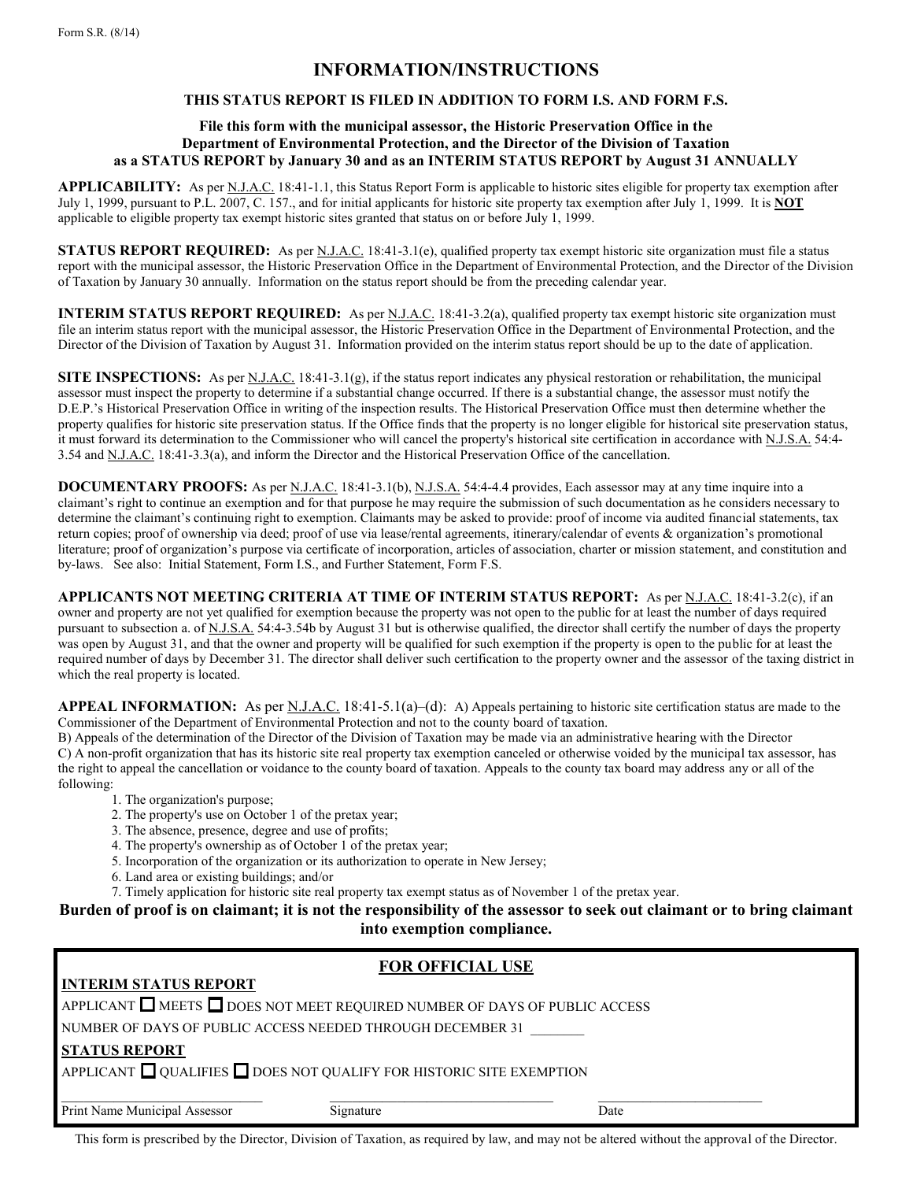Form S.R. (8/14)

# INFORMATION/INSTRUCTIONS

**THIS STATUS REPORT IS FILED IN ADDITION TO FORM I.S. AND FORM F.S.**

**File this form with the municipal assessor, the Historic Preservation Office in the Department of Environmental Protection, and the Director of the Division of Taxation as a STATUS REPORT by January 30 and as an INTERIM STATUS REPORT by August 31 ANNUALLY**

**APPLICABILITY:** As per N.J.A.C. 18:41-1.1, this Status Report Form is applicable to historic sites eligible for property tax exemption after July 1, 1999, pursuant to P.L. 2007, C. 157., and for initial applicants for historic site property tax exemption after July 1, 1999. It is **NOT** applicable to eligible property tax exempt historic sites granted that status on or before July 1, 1999.

**STATUS REPORT REQUIRED:** As per N.J.A.C. 18:41-3.1(e), qualified property tax exempt historic site organization must file a status report with the municipal assessor, the Historic Preservation Office in the Department of Environmental Protection, and the Director of the Division of Taxation by January 30 annually. Information on the status report should be from the preceding calendar year.

**INTERIM STATUS REPORT REQUIRED:** As per N.J.A.C. 18:41-3.2(a), qualified property tax exempt historic site organization must file an interim status report with the municipal assessor, the Historic Preservation Office in the Department of Environmental Protection, and the Director of the Division of Taxation by August 31. Information provided on the interim status report should be up to the date of application.

**SITE INSPECTIONS:** As per N.J.A.C. 18:41-3.1(g), if the status report indicates any physical restoration or rehabilitation, the municipal assessor must inspect the property to determine if a substantial change occurred. If there is a substantial change, the assessor must notify the D.E.P.'s Historical Preservation Office in writing of the inspection results. The Historical Preservation Office must then determine whether the property qualifies for historic site preservation status. If the Office finds that the property is no longer eligible for historical site preservation status, it must forward its determination to the Commissioner who will cancel the property's historical site certification in accordance with N.J.S.A. 54:4-3.54 and N.J.A.C. 18:41-3.3(a), and inform the Director and the Historical Preservation Office of the cancellation.

**DOCUMENTARY PROOFS:** As per N.J.A.C. 18:41-3.1(b), N.J.S.A. 54:4-4.4 provides, Each assessor may at any time inquire into a claimant's right to continue an exemption and for that purpose he may require the submission of such documentation as he considers necessary to determine the claimant's continuing right to exemption. Claimants may be asked to provide: proof of income via audited financial statements, tax return copies; proof of ownership via deed; proof of use via lease/rental agreements, itinerary/calendar of events & organization's promotional literature; proof of organization's purpose via certificate of incorporation, articles of association, charter or mission statement, and constitution and by-laws. See also: Initial Statement, Form I.S., and Further Statement, Form F.S.

**APPLICANTS NOT MEETING CRITERIA AT TIME OF INTERIM STATUS REPORT:** As per N.J.A.C. 18:41-3.2(c), if an owner and property are not yet qualified for exemption because the property was not open to the public for at least the number of days required pursuant to subsection a. of N.J.S.A. 54:4-3.54b by August 31 but is otherwise qualified, the director shall certify the number of days the property was open by August 31, and that the owner and property will be qualified for such exemption if the property is open to the public for at least the required number of days by December 31. The director shall deliver such certification to the property owner and the assessor of the taxing district in which the real property is located.

**APPEAL INFORMATION:** As per N.J.A.C. 18:41-5.1(a)–(d): A) Appeals pertaining to historic site certification status are made to the Commissioner of the Department of Environmental Protection and not to the county board of taxation.
B) Appeals of the determination of the Director of the Division of Taxation may be made via an administrative hearing with the Director
C) A non-profit organization that has its historic site real property tax exemption canceled or otherwise voided by the municipal tax assessor, has the right to appeal the cancellation or voidance to the county board of taxation. Appeals to the county tax board may address any or all of the following:

1. The organization's purpose;
2. The property's use on October 1 of the pretax year;
3. The absence, presence, degree and use of profits;
4. The property's ownership as of October 1 of the pretax year;
5. Incorporation of the organization or its authorization to operate in New Jersey;
6. Land area or existing buildings; and/or
7. Timely application for historic site real property tax exempt status as of November 1 of the pretax year.

**Burden of proof is on claimant; it is not the responsibility of the assessor to seek out claimant or to bring claimant into exemption compliance.**

## FOR OFFICIAL USE

**INTERIM STATUS REPORT**

APPLICANT ☐ MEETS ☐ DOES NOT MEET REQUIRED NUMBER OF DAYS OF PUBLIC ACCESS

NUMBER OF DAYS OF PUBLIC ACCESS NEEDED THROUGH DECEMBER 31 ________

**STATUS REPORT**

APPLICANT ☐ QUALIFIES ☐ DOES NOT QUALIFY FOR HISTORIC SITE EXEMPTION

______________________________ ______________________________ ______________________________
Print Name Municipal Assessor Signature Date

This form is prescribed by the Director, Division of Taxation, as required by law, and may not be altered without the approval of the Director.